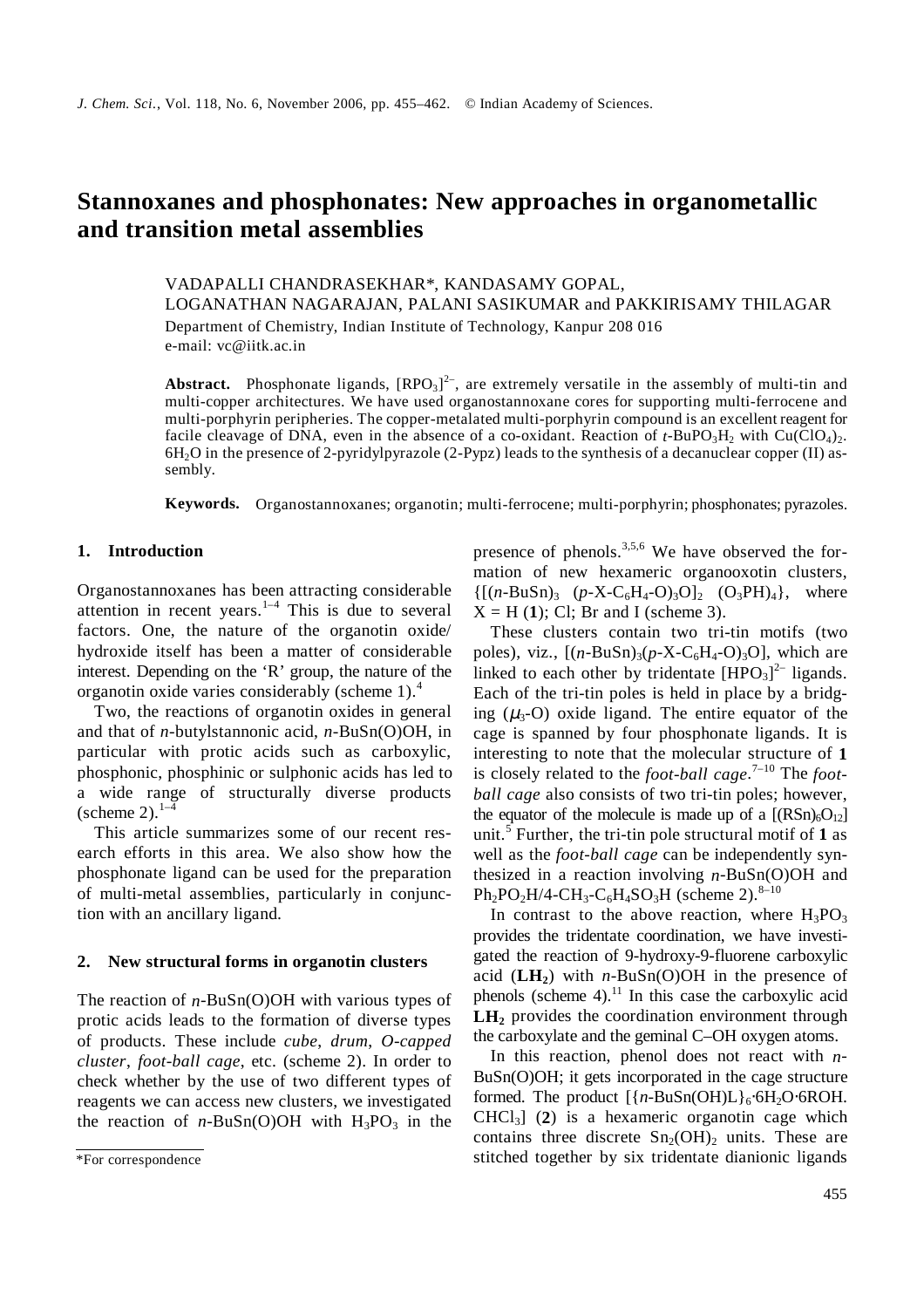# Stannoxanes and phosphonates: New approaches in organometallic and transition metal assemblies

VADAPALLI CHANDRASEKHAR*, KANDASAMY GOPAL, LOGANATHAN NAGARAJAN, PALANI SASIKUMAR and PAKKIRISAMY THILAGAR

Department of Chemistry, Indian Institute of Technology, Kanpur 208 016

e-mail: vc@iitk.ac.in

**Abstract.** Phosphonate ligands, $[RPO_3]^{2-}$, are extremely versatile in the assembly of multi-tin and multi-copper architectures. We have used organostannoxane cores for supporting multi-ferrocene and multi-porphyrin peripheries. The copper-metalated multi-porphyrin compound is an excellent reagent for facile cleavage of DNA, even in the absence of a co-oxidant. Reaction of $t$-$BuPO_3H_2$ with $Cu(ClO_4)_2 \cdot 6H_2O$ in the presence of 2-pyridylpyrazole (2-Pypz) leads to the synthesis of a decanuclear copper (II) assembly.

**Keywords.** Organostannoxanes; organotin; multi-ferrocene; multi-porphyrin; phosphonates; pyrazoles.

## 1. Introduction

Organostannoxanes has been attracting considerable attention in recent years.[1–4] This is due to several factors. One, the nature of the organotin oxide/hydroxide itself has been a matter of considerable interest. Depending on the 'R' group, the nature of the organotin oxide varies considerably (scheme 1).[4]

Two, the reactions of organotin oxides in general and that of *n*-butylstannonic acid, *n*-BuSn(O)OH, in particular with protic acids such as carboxylic, phosphonic, phosphinic or sulphonic acids has led to a wide range of structurally diverse products (scheme 2).[1–4]

This article summarizes some of our recent research efforts in this area. We also show how the phosphonate ligand can be used for the preparation of multi-metal assemblies, particularly in conjunction with an ancillary ligand.

## 2. New structural forms in organotin clusters

The reaction of *n*-BuSn(O)OH with various types of protic acids leads to the formation of diverse types of products. These include *cube*, *drum*, *O-capped cluster*, *foot-ball cage*, etc. (scheme 2). In order to check whether by the use of two different types of reagents we can access new clusters, we investigated the reaction of *n*-BuSn(O)OH with $H_3PO_3$ in the presence of phenols.[3,5,6] We have observed the formation of new hexameric organooxotin clusters, $\{[(n\text{-}BuSn)_3\ (p\text{-}X\text{-}C_6H_4\text{-}O)_3O]_2\ (O_3PH)_4\}$, where X = H (**1**); Cl; Br and I (scheme 3).

These clusters contain two tri-tin motifs (two poles), viz., $[(n\text{-}BuSn)_3(p\text{-}X\text{-}C_6H_4\text{-}O)_3O]$, which are linked to each other by tridentate $[HPO_3]^{2-}$ ligands. Each of the tri-tin poles is held in place by a bridging ($\mu_3$-O) oxide ligand. The entire equator of the cage is spanned by four phosphonate ligands. It is interesting to note that the molecular structure of **1** is closely related to the *foot-ball cage*.[7–10] The *foot-ball cage* also consists of two tri-tin poles; however, the equator of the molecule is made up of a $[(RSn)_6O_{12}]$ unit.[5] Further, the tri-tin pole structural motif of **1** as well as the *foot-ball cage* can be independently synthesized in a reaction involving *n*-BuSn(O)OH and $Ph_2PO_2H$/4-$CH_3$-$C_6H_4SO_3H$ (scheme 2).[8–10]

In contrast to the above reaction, where $H_3PO_3$ provides the tridentate coordination, we have investigated the reaction of 9-hydroxy-9-fluorene carboxylic acid (**LH₂**) with *n*-BuSn(O)OH in the presence of phenols (scheme 4).[11] In this case the carboxylic acid **LH₂** provides the coordination environment through the carboxylate and the geminal C–OH oxygen atoms.

In this reaction, phenol does not react with *n*-BuSn(O)OH; it gets incorporated in the cage structure formed. The product $[\{n\text{-}BuSn(OH)L\}_6 \cdot 6H_2O \cdot 6ROH \cdot CHCl_3]$ (**2**) is a hexameric organotin cage which contains three discrete $Sn_2(OH)_2$ units. These are stitched together by six tridentate dianionic ligands

*For correspondence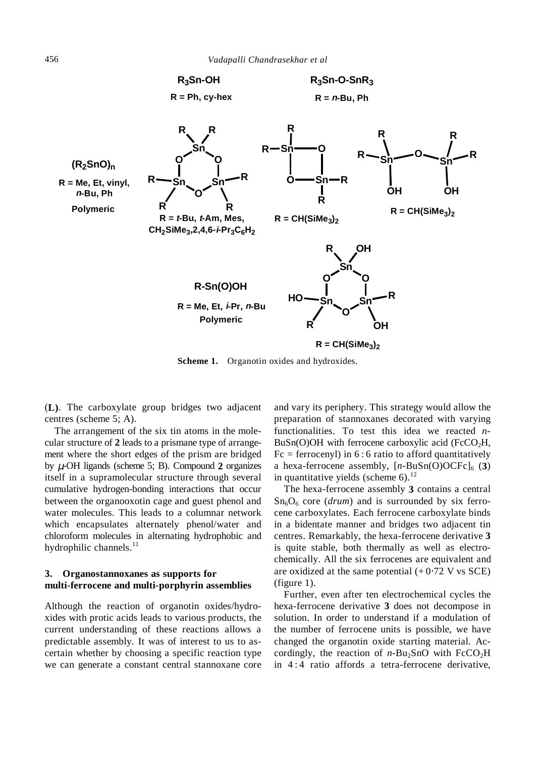Scheme 1. Organotin oxides and hydroxides.

(**L**). The carboxylate group bridges two adjacent centres (scheme 5; A).

The arrangement of the six tin atoms in the molecular structure of **2** leads to a prismane type of arrangement where the short edges of the prism are bridged by $\mu$-OH ligands (scheme 5; B). Compound **2** organizes itself in a supramolecular structure through several cumulative hydrogen-bonding interactions that occur between the organooxotin cage and guest phenol and water molecules. This leads to a columnar network which encapsulates alternately phenol/water and chloroform molecules in alternating hydrophobic and hydrophilic channels.[11]

### 3. Organostannoxanes as supports for multi-ferrocene and multi-porphyrin assemblies

Although the reaction of organotin oxides/hydroxides with protic acids leads to various products, the current understanding of these reactions allows a predictable assembly. It was of interest to us to ascertain whether by choosing a specific reaction type we can generate a constant central stannoxane core and vary its periphery. This strategy would allow the preparation of stannoxanes decorated with varying functionalities. To test this idea we reacted *n*-BuSn(O)OH with ferrocene carboxylic acid ($FcCO_2H$, Fc = ferrocenyl) in 6 : 6 ratio to afford quantitatively a hexa-ferrocene assembly, $[n\text{-BuSn(O)OCFc}]_6$ (**3**) in quantitative yields (scheme 6).[12]

The hexa-ferrocene assembly **3** contains a central $Sn_6O_6$ core (*drum*) and is surrounded by six ferrocene carboxylates. Each ferrocene carboxylate binds in a bidentate manner and bridges two adjacent tin centres. Remarkably, the hexa-ferrocene derivative **3** is quite stable, both thermally as well as electrochemically. All the six ferrocenes are equivalent and are oxidized at the same potential (+ 0·72 V vs SCE) (figure 1).

Further, even after ten electrochemical cycles the hexa-ferrocene derivative **3** does not decompose in solution. In order to understand if a modulation of the number of ferrocene units is possible, we have changed the organotin oxide starting material. Accordingly, the reaction of *n*-$Bu_2SnO$ with $FcCO_2H$ in 4 : 4 ratio affords a tetra-ferrocene derivative,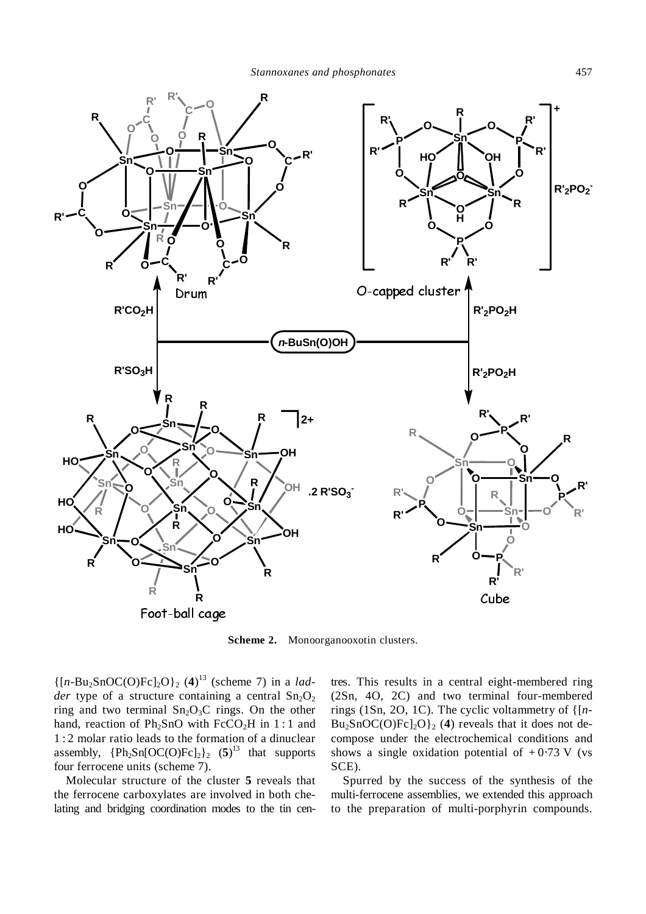**Scheme 2.** Monoorganooxotin clusters.

$\{[n\text{-}Bu_2SnOC(O)Fc]_2O\}_2$ (**4**)[13] (scheme 7) in a *ladder* type of a structure containing a central $Sn_2O_2$ ring and two terminal $Sn_2O_3C$ rings. On the other hand, reaction of $Ph_2SnO$ with $FcCO_2H$ in 1 : 1 and 1 : 2 molar ratio leads to the formation of a dinuclear assembly, $\{Ph_2Sn[OC(O)Fc]_2\}_2$ (**5**)[13] that supports four ferrocene units (scheme 7).

Molecular structure of the cluster **5** reveals that the ferrocene carboxylates are involved in both chelating and bridging coordination modes to the tin centres. This results in a central eight-membered ring (2Sn, 4O, 2C) and two terminal four-membered rings (1Sn, 2O, 1C). The cyclic voltammetry of $\{[n\text{-}Bu_2SnOC(O)Fc]_2O\}_2$ (**4**) reveals that it does not decompose under the electrochemical conditions and shows a single oxidation potential of + 0·73 V (vs SCE).

Spurred by the success of the synthesis of the multi-ferrocene assemblies, we extended this approach to the preparation of multi-porphyrin compounds.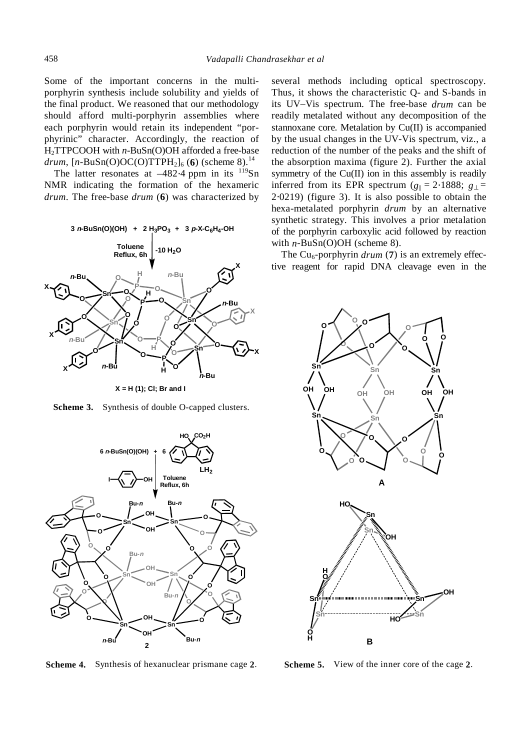Some of the important concerns in the multi-porphyrin synthesis include solubility and yields of the final product. We reasoned that our methodology should afford multi-porphyrin assemblies where each porphyrin would retain its independent "porphyrinic" character. Accordingly, the reaction of $H_2$TTPCOOH with *n*-BuSn(O)OH afforded a free-base *drum*, [*n*-BuSn(O)OC(O)TTPH$_2$]$_6$ (**6**) (scheme 8).[14]

The latter resonates at –482·4 ppm in its $^{119}$Sn NMR indicating the formation of the hexameric *drum*. The free-base *drum* (**6**) was characterized by several methods including optical spectroscopy. Thus, it shows the characteristic Q- and S-bands in its UV–Vis spectrum. The free-base *drum* can be readily metalated without any decomposition of the stannoxane core. Metalation by Cu(II) is accompanied by the usual changes in the UV-Vis spectrum, viz., a reduction of the number of the peaks and the shift of the absorption maxima (figure 2). Further the axial symmetry of the Cu(II) ion in this assembly is readily inferred from its EPR spectrum ($g_{\|}$ = 2·1888; $g_{\perp}$ = 2·0219) (figure 3). It is also possible to obtain the hexa-metalated porphyrin *drum* by an alternative synthetic strategy. This involves a prior metalation of the porphyrin carboxylic acid followed by reaction with *n*-BuSn(O)OH (scheme 8).

The $Cu_6$-porphyrin *drum* (**7**) is an extremely effective reagent for rapid DNA cleavage even in the

**Scheme 3.** Synthesis of double O-capped clusters.

**Scheme 4.** Synthesis of hexanuclear prismane cage **2**.

**Scheme 5.** View of the inner core of the cage **2**.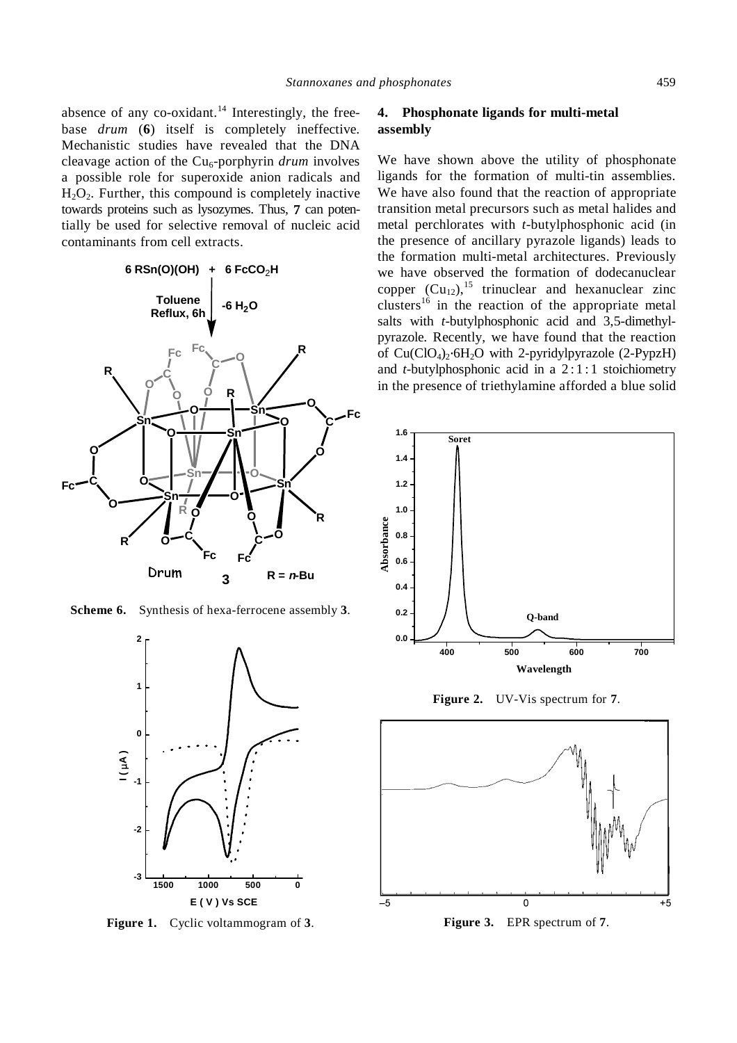absence of any co-oxidant.[14] Interestingly, the free-base *drum* (**6**) itself is completely ineffective. Mechanistic studies have revealed that the DNA cleavage action of the $Cu_6$-porphyrin *drum* involves a possible role for superoxide anion radicals and $H_2O_2$. Further, this compound is completely inactive towards proteins such as lysozymes. Thus, **7** can potentially be used for selective removal of nucleic acid contaminants from cell extracts.

**Scheme 6.** Synthesis of hexa-ferrocene assembly **3**.

**Figure 1.** Cyclic voltammogram of **3**.

## 4. Phosphonate ligands for multi-metal assembly

We have shown above the utility of phosphonate ligands for the formation of multi-tin assemblies. We have also found that the reaction of appropriate transition metal precursors such as metal halides and metal perchlorates with *t*-butylphosphonic acid (in the presence of ancillary pyrazole ligands) leads to the formation multi-metal architectures. Previously we have observed the formation of dodecanuclear copper ($Cu_{12}$),[15] trinuclear and hexanuclear zinc clusters[16] in the reaction of the appropriate metal salts with *t*-butylphosphonic acid and 3,5-dimethylpyrazole. Recently, we have found that the reaction of $Cu(ClO_4)_2 \cdot 6H_2O$ with 2-pyridylpyrazole (2-PypzH) and *t*-butylphosphonic acid in a 2 : 1 : 1 stoichiometry in the presence of triethylamine afforded a blue solid

**Figure 2.** UV-Vis spectrum for **7**.

**Figure 3.** EPR spectrum of **7**.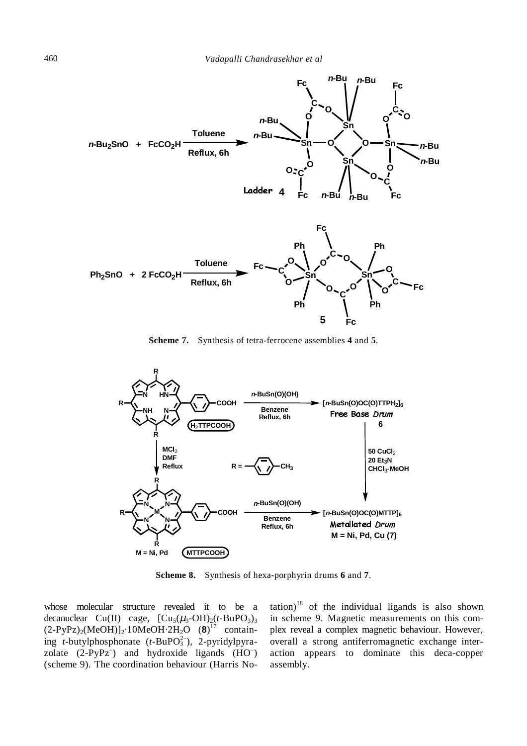**Scheme 7.** Synthesis of tetra-ferrocene assemblies **4** and **5**.

**Scheme 8.** Synthesis of hexa-porphyrin drums **6** and **7**.

whose molecular structure revealed it to be a decanuclear Cu(II) cage, $[Cu_5(\mu_3\text{-}OH)_2(t\text{-}BuPO_3)_3(2\text{-}PyPz)_2(MeOH)]_2 \cdot 10MeOH \cdot 2H_2O$ (**8**)[17] containing *t*-butylphosphonate ($t\text{-}BuPO_3^{2-}$), 2-pyridylpyrazolate ($2\text{-}PyPz^-$) and hydroxide ligands ($HO^-$) (scheme 9). The coordination behaviour (Harris Notation)[18] of the individual ligands is also shown in scheme 9. Magnetic measurements on this complex reveal a complex magnetic behaviour. However, overall a strong antiferromagnetic exchange interaction appears to dominate this deca-copper assembly.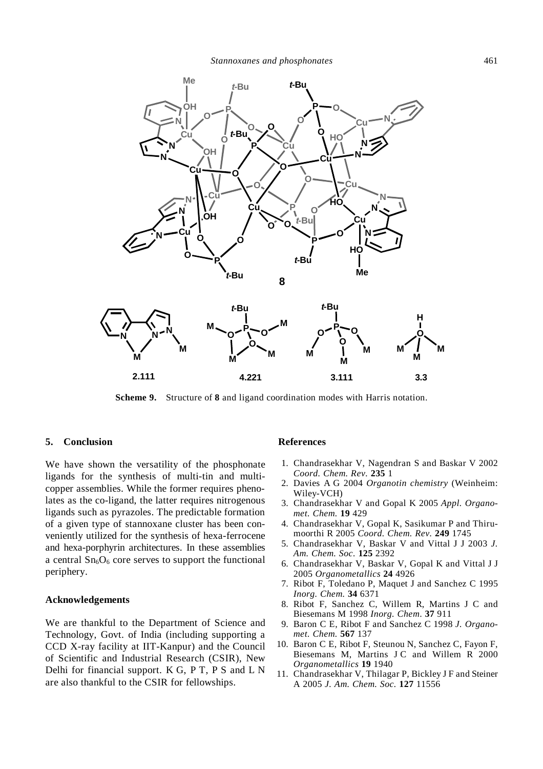**Scheme 9.** Structure of **8** and ligand coordination modes with Harris notation.

## 5. Conclusion

We have shown the versatility of the phosphonate ligands for the synthesis of multi-tin and multi-copper assemblies. While the former requires phenolates as the co-ligand, the latter requires nitrogenous ligands such as pyrazoles. The predictable formation of a given type of stannoxane cluster has been conveniently utilized for the synthesis of hexa-ferrocene and hexa-porphyrin architectures. In these assemblies a central $Sn_6O_6$ core serves to support the functional periphery.

### Acknowledgements

We are thankful to the Department of Science and Technology, Govt. of India (including supporting a CCD X-ray facility at IIT-Kanpur) and the Council of Scientific and Industrial Research (CSIR), New Delhi for financial support. K G, P T, P S and L N are also thankful to the CSIR for fellowships.

## References

1. Chandrasekhar V, Nagendran S and Baskar V 2002 *Coord. Chem. Rev.* **235** 1
2. Davies A G 2004 *Organotin chemistry* (Weinheim: Wiley-VCH)
3. Chandrasekhar V and Gopal K 2005 *Appl. Organomet. Chem.* **19** 429
4. Chandrasekhar V, Gopal K, Sasikumar P and Thirumoorthi R 2005 *Coord. Chem. Rev.* **249** 1745
5. Chandrasekhar V, Baskar V and Vittal J J 2003 *J. Am. Chem. Soc.* **125** 2392
6. Chandrasekhar V, Baskar V, Gopal K and Vittal J J 2005 *Organometallics* **24** 4926
7. Ribot F, Toledano P, Maquet J and Sanchez C 1995 *Inorg. Chem.* **34** 6371
8. Ribot F, Sanchez C, Willem R, Martins J C and Biesemans M 1998 *Inorg. Chem.* **37** 911
9. Baron C E, Ribot F and Sanchez C 1998 *J. Organomet. Chem.* **567** 137
10. Baron C E, Ribot F, Steunou N, Sanchez C, Fayon F, Biesemans M, Martins J C and Willem R 2000 *Organometallics* **19** 1940
11. Chandrasekhar V, Thilagar P, Bickley J F and Steiner A 2005 *J. Am. Chem. Soc.* **127** 11556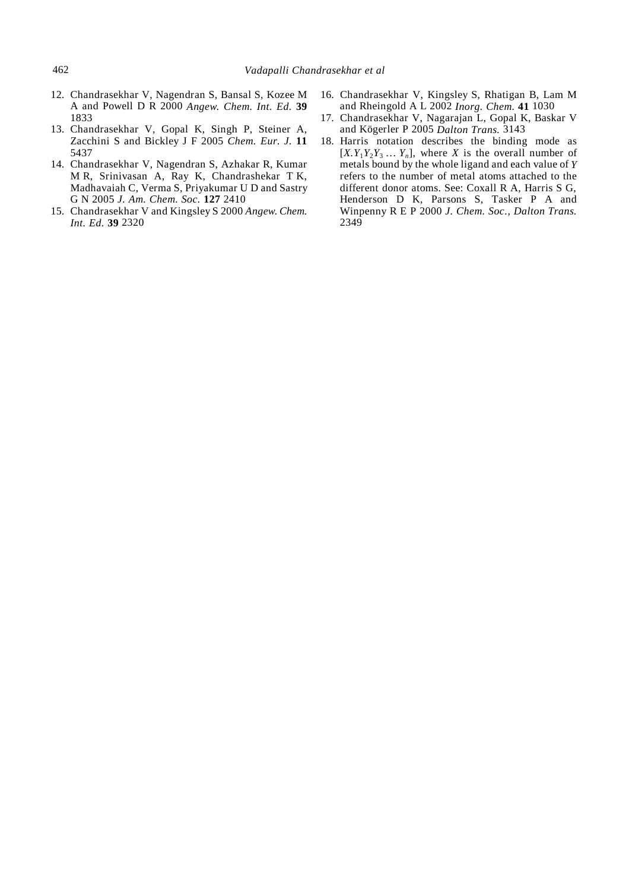12. Chandrasekhar V, Nagendran S, Bansal S, Kozee M A and Powell D R 2000 *Angew. Chem. Int. Ed.* **39** 1833
13. Chandrasekhar V, Gopal K, Singh P, Steiner A, Zacchini S and Bickley J F 2005 *Chem. Eur. J.* **11** 5437
14. Chandrasekhar V, Nagendran S, Azhakar R, Kumar M R, Srinivasan A, Ray K, Chandrashekar T K, Madhavaiah C, Verma S, Priyakumar U D and Sastry G N 2005 *J. Am. Chem. Soc.* **127** 2410
15. Chandrasekhar V and Kingsley S 2000 *Angew. Chem. Int. Ed.* **39** 2320
16. Chandrasekhar V, Kingsley S, Rhatigan B, Lam M and Rheingold A L 2002 *Inorg. Chem.* **41** 1030
17. Chandrasekhar V, Nagarajan L, Gopal K, Baskar V and Kögerler P 2005 *Dalton Trans.* 3143
18. Harris notation describes the binding mode as $[X.Y_1Y_2Y_3 \ldots Y_n]$, where $X$ is the overall number of metals bound by the whole ligand and each value of $Y$ refers to the number of metal atoms attached to the different donor atoms. See: Coxall R A, Harris S G, Henderson D K, Parsons S, Tasker P A and Winpenny R E P 2000 *J. Chem. Soc., Dalton Trans.* 2349